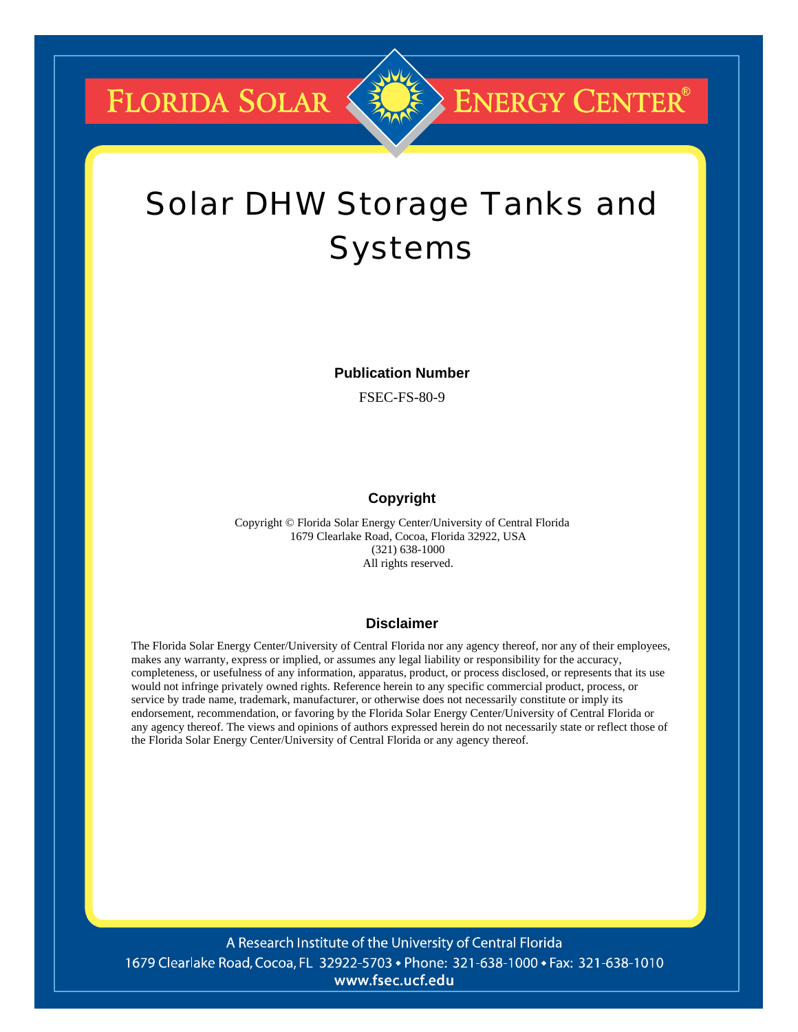FLORIDA SOLAR ENERGY CENTER®

# Solar DHW Storage Tanks and Systems

**Publication Number**

FSEC-FS-80-9

**Copyright**

Copyright © Florida Solar Energy Center/University of Central Florida
1679 Clearlake Road, Cocoa, Florida 32922, USA
(321) 638-1000
All rights reserved.

**Disclaimer**

The Florida Solar Energy Center/University of Central Florida nor any agency thereof, nor any of their employees, makes any warranty, express or implied, or assumes any legal liability or responsibility for the accuracy, completeness, or usefulness of any information, apparatus, product, or process disclosed, or represents that its use would not infringe privately owned rights. Reference herein to any specific commercial product, process, or service by trade name, trademark, manufacturer, or otherwise does not necessarily constitute or imply its endorsement, recommendation, or favoring by the Florida Solar Energy Center/University of Central Florida or any agency thereof. The views and opinions of authors expressed herein do not necessarily state or reflect those of the Florida Solar Energy Center/University of Central Florida or any agency thereof.

A Research Institute of the University of Central Florida
1679 Clearlake Road, Cocoa, FL 32922-5703 • Phone: 321-638-1000 • Fax: 321-638-1010
www.fsec.ucf.edu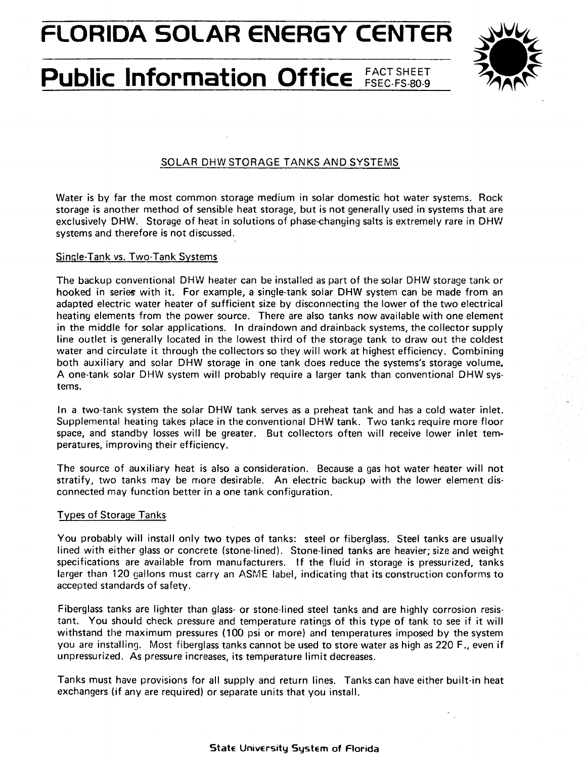# FLORIDA SOLAR ENERGY CENTER

## Public Information Office FACT SHEET FSEC-FS-80-9

### SOLAR DHW STORAGE TANKS AND SYSTEMS

Water is by far the most common storage medium in solar domestic hot water systems. Rock storage is another method of sensible heat storage, but is not generally used in systems that are exclusively DHW. Storage of heat in solutions of phase-changing salts is extremely rare in DHW systems and therefore is not discussed.

#### Single-Tank vs. Two-Tank Systems

The backup conventional DHW heater can be installed as part of the solar DHW storage tank or hooked in series with it. For example, a single-tank solar DHW system can be made from an adapted electric water heater of sufficient size by disconnecting the lower of the two electrical heating elements from the power source. There are also tanks now available with one element in the middle for solar applications. In draindown and drainback systems, the collector supply line outlet is generally located in the lowest third of the storage tank to draw out the coldest water and circulate it through the collectors so they will work at highest efficiency. Combining both auxiliary and solar DHW storage in one tank does reduce the systems's storage volume. A one-tank solar DHW system will probably require a larger tank than conventional DHW systems.

In a two-tank system the solar DHW tank serves as a preheat tank and has a cold water inlet. Supplemental heating takes place in the conventional DHW tank. Two tanks require more floor space, and standby losses will be greater. But collectors often will receive lower inlet temperatures, improving their efficiency.

The source of auxiliary heat is also a consideration. Because a gas hot water heater will not stratify, two tanks may be more desirable. An electric backup with the lower element disconnected may function better in a one tank configuration.

#### Types of Storage Tanks

You probably will install only two types of tanks: steel or fiberglass. Steel tanks are usually lined with either glass or concrete (stone-lined). Stone-lined tanks are heavier; size and weight specifications are available from manufacturers. If the fluid in storage is pressurized, tanks larger than 120 gallons must carry an ASME label, indicating that its construction conforms to accepted standards of safety.

Fiberglass tanks are lighter than glass- or stone-lined steel tanks and are highly corrosion resistant. You should check pressure and temperature ratings of this type of tank to see if it will withstand the maximum pressures (100 psi or more) and temperatures imposed by the system you are installing. Most fiberglass tanks cannot be used to store water as high as 220 F., even if unpressurized. As pressure increases, its temperature limit decreases.

Tanks must have provisions for all supply and return lines. Tanks can have either built-in heat exchangers (if any are required) or separate units that you install.

State University System of Florida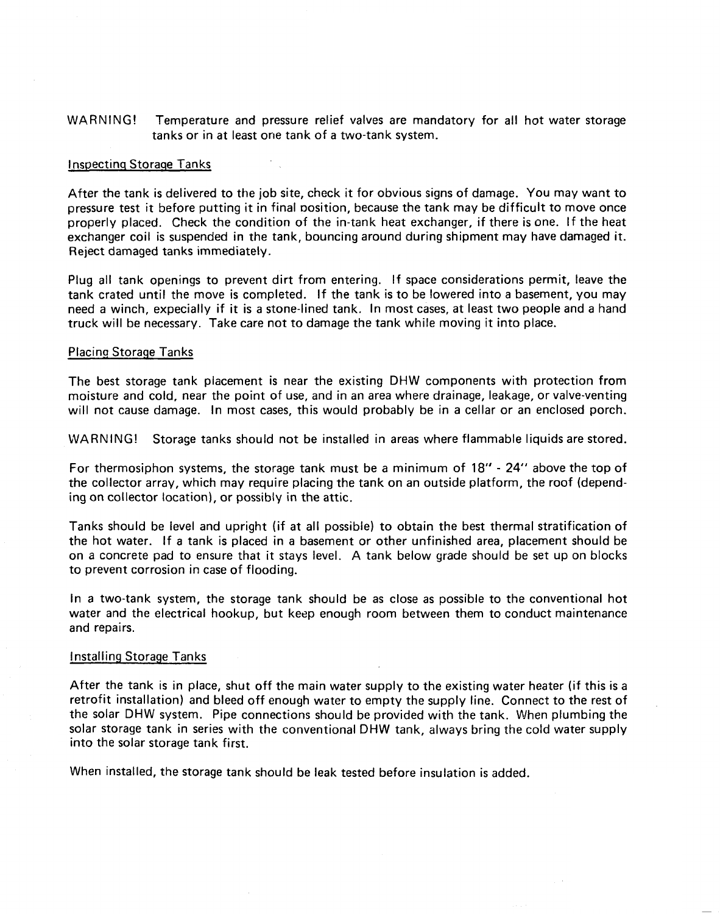WARNING! Temperature and pressure relief valves are mandatory for all hot water storage tanks or in at least one tank of a two-tank system.

## Inspecting Storage Tanks

After the tank is delivered to the job site, check it for obvious signs of damage. You may want to pressure test it before putting it in final position, because the tank may be difficult to move once properly placed. Check the condition of the in-tank heat exchanger, if there is one. If the heat exchanger coil is suspended in the tank, bouncing around during shipment may have damaged it. Reject damaged tanks immediately.

Plug all tank openings to prevent dirt from entering. If space considerations permit, leave the tank crated until the move is completed. If the tank is to be lowered into a basement, you may need a winch, expecially if it is a stone-lined tank. In most cases, at least two people and a hand truck will be necessary. Take care not to damage the tank while moving it into place.

## Placing Storage Tanks

The best storage tank placement is near the existing DHW components with protection from moisture and cold, near the point of use, and in an area where drainage, leakage, or valve-venting will not cause damage. In most cases, this would probably be in a cellar or an enclosed porch.

WARNING! Storage tanks should not be installed in areas where flammable liquids are stored.

For thermosiphon systems, the storage tank must be a minimum of 18" - 24" above the top of the collector array, which may require placing the tank on an outside platform, the roof (depending on collector location), or possibly in the attic.

Tanks should be level and upright (if at all possible) to obtain the best thermal stratification of the hot water. If a tank is placed in a basement or other unfinished area, placement should be on a concrete pad to ensure that it stays level. A tank below grade should be set up on blocks to prevent corrosion in case of flooding.

In a two-tank system, the storage tank should be as close as possible to the conventional hot water and the electrical hookup, but keep enough room between them to conduct maintenance and repairs.

## Installing Storage Tanks

After the tank is in place, shut off the main water supply to the existing water heater (if this is a retrofit installation) and bleed off enough water to empty the supply line. Connect to the rest of the solar DHW system. Pipe connections should be provided with the tank. When plumbing the solar storage tank in series with the conventional DHW tank, always bring the cold water supply into the solar storage tank first.

When installed, the storage tank should be leak tested before insulation is added.